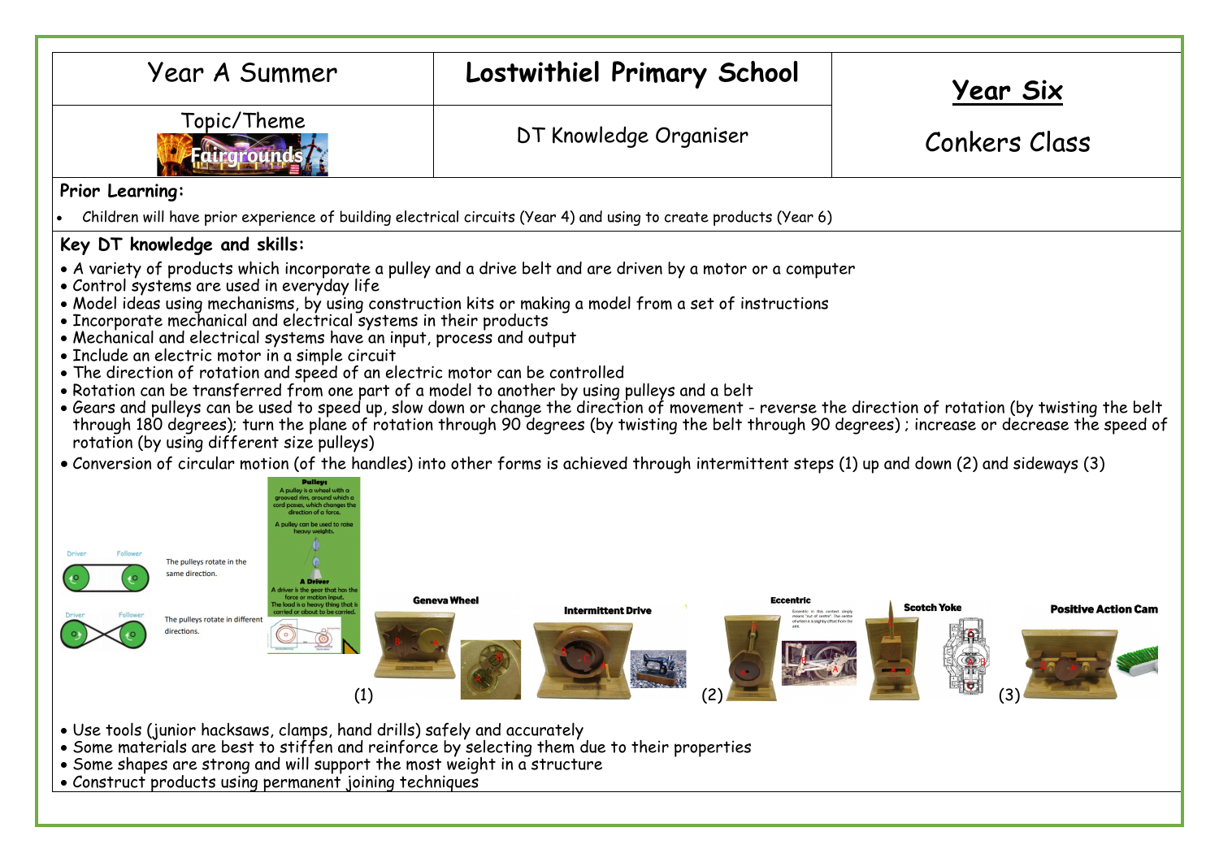| Year A Summer | **Lostwithiel Primary School** | **Year Six** |
| --- | --- | --- |
| Topic/Theme<br>Fairgrounds | DT Knowledge Organiser | Conkers Class |

**Prior Learning:**

- Children will have prior experience of building electrical circuits (Year 4) and using to create products (Year 6)

**Key DT knowledge and skills:**

- A variety of products which incorporate a pulley and a drive belt and are driven by a motor or a computer
- Control systems are used in everyday life
- Model ideas using mechanisms, by using construction kits or making a model from a set of instructions
- Incorporate mechanical and electrical systems in their products
- Mechanical and electrical systems have an input, process and output
- Include an electric motor in a simple circuit
- The direction of rotation and speed of an electric motor can be controlled
- Rotation can be transferred from one part of a model to another by using pulleys and a belt
- Gears and pulleys can be used to speed up, slow down or change the direction of movement - reverse the direction of rotation (by twisting the belt through 180 degrees); turn the plane of rotation through 90 degrees (by twisting the belt through 90 degrees) ; increase or decrease the speed of rotation (by using different size pulleys)
- Conversion of circular motion (of the handles) into other forms is achieved through intermittent steps (1) up and down (2) and sideways (3)

Driver — Follower: The pulleys rotate in the same direction.

Driver — Follower: The pulleys rotate in different directions.

**Pulleys**
A pulley is a wheel with a grooved rim, around which a cord passes, which changes the direction of a force.
A pulley can be used to raise heavy weights.

**A Driver**
A driver is the gear that has the force or motion input.
The load is a heavy thing that is carried or about to be carried.

**Geneva Wheel** (1)

**Intermittent Drive**

**Eccentric** (2)
Eccentric in this context simply means "out of centre". The centre of wheel A is slightly offset from the axle.

**Scotch Yoke** (3)

**Positive Action Cam**

- Use tools (junior hacksaws, clamps, hand drills) safely and accurately
- Some materials are best to stiffen and reinforce by selecting them due to their properties
- Some shapes are strong and will support the most weight in a structure
- Construct products using permanent joining techniques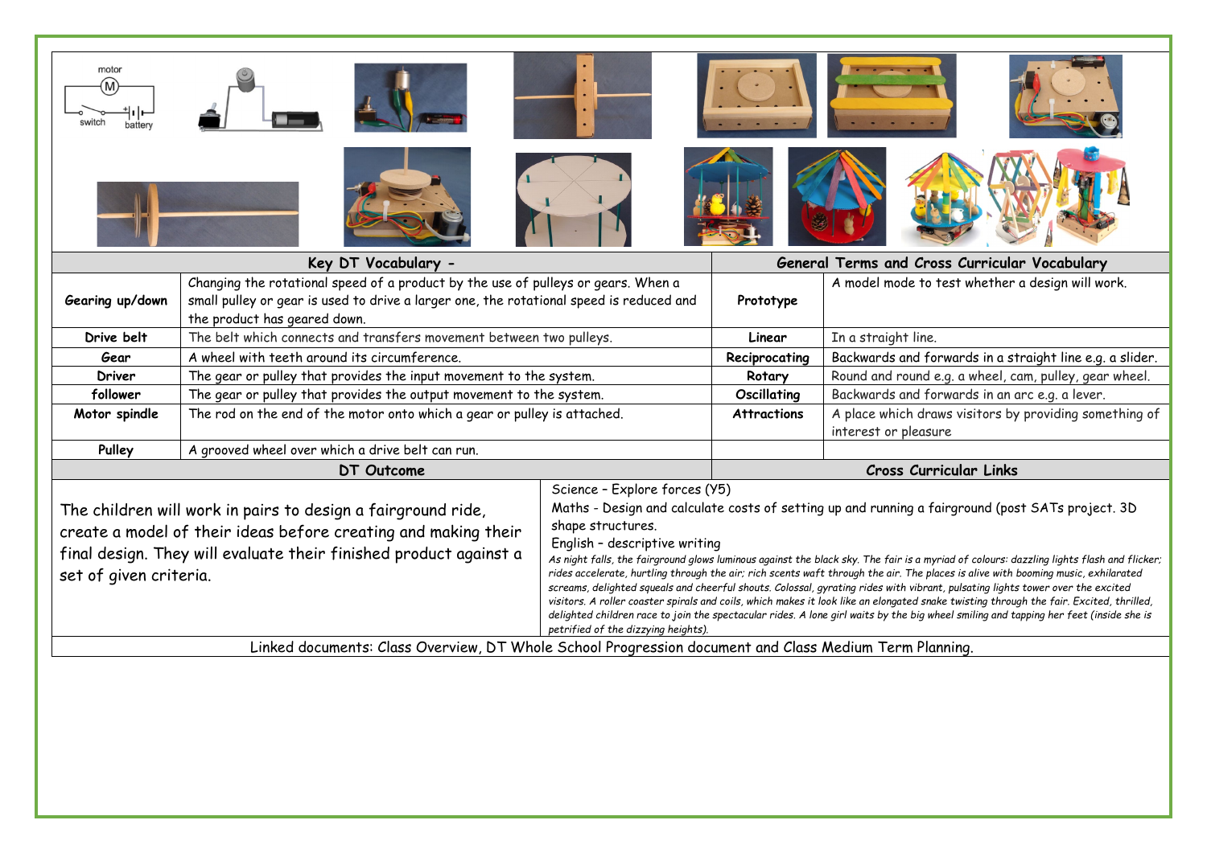motor
switch
battery

| Key DT Vocabulary - | | General Terms and Cross Curricular Vocabulary | |
|---|---|---|---|
| **Gearing up/down** | Changing the rotational speed of a product by the use of pulleys or gears. When a small pulley or gear is used to drive a larger one, the rotational speed is reduced and the product has geared down. | **Prototype** | A model mode to test whether a design will work. |
| **Drive belt** | The belt which connects and transfers movement between two pulleys. | **Linear** | In a straight line. |
| **Gear** | A wheel with teeth around its circumference. | **Reciprocating** | Backwards and forwards in a straight line e.g. a slider. |
| **Driver** | The gear or pulley that provides the input movement to the system. | **Rotary** | Round and round e.g. a wheel, cam, pulley, gear wheel. |
| **follower** | The gear or pulley that provides the output movement to the system. | **Oscillating** | Backwards and forwards in an arc e.g. a lever. |
| **Motor spindle** | The rod on the end of the motor onto which a gear or pulley is attached. | **Attractions** | A place which draws visitors by providing something of interest or pleasure |
| **Pulley** | A grooved wheel over which a drive belt can run. | | |

| DT Outcome | Cross Curricular Links |
|---|---|
| The children will work in pairs to design a fairground ride, create a model of their ideas before creating and making their final design. They will evaluate their finished product against a set of given criteria. | Science – Explore forces (Y5)<br>Maths - Design and calculate costs of setting up and running a fairground (post SATs project. 3D shape structures.<br>English – descriptive writing<br>*As night falls, the fairground glows luminous against the black sky. The fair is a myriad of colours: dazzling lights flash and flicker; rides accelerate, hurtling through the air; rich scents waft through the air. The places is alive with booming music, exhilarated screams, delighted squeals and cheerful shouts. Colossal, gyrating rides with vibrant, pulsating lights tower over the excited visitors. A roller coaster spirals and coils, which makes it look like an elongated snake twisting through the fair. Excited, thrilled, delighted children race to join the spectacular rides. A lone girl waits by the big wheel smiling and tapping her feet (inside she is petrified of the dizzying heights).* |

Linked documents: Class Overview, DT Whole School Progression document and Class Medium Term Planning.